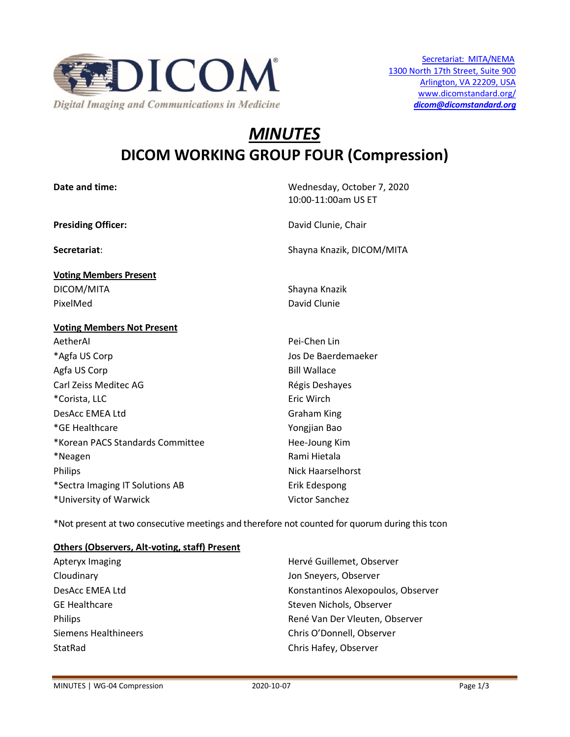Secretariat: MITA/NEMA
1300 North 17th Street, Suite 900
Arlington, VA 22209, USA
www.dicomstandard.org/
***dicom@dicomstandard.org***

# *MINUTES*

# DICOM WORKING GROUP FOUR (Compression)

| | |
|---|---|
| **Date and time:** | Wednesday, October 7, 2020<br>10:00-11:00am US ET |
| **Presiding Officer:** | David Clunie, Chair |
| **Secretariat**: | Shayna Knazik, DICOM/MITA |

**Voting Members Present**

| | |
|---|---|
| DICOM/MITA | Shayna Knazik |
| PixelMed | David Clunie |

**Voting Members Not Present**

| | |
|---|---|
| AetherAI | Pei-Chen Lin |
| *Agfa US Corp | Jos De Baerdemaeker |
| Agfa US Corp | Bill Wallace |
| Carl Zeiss Meditec AG | Régis Deshayes |
| *Corista, LLC | Eric Wirch |
| DesAcc EMEA Ltd | Graham King |
| *GE Healthcare | Yongjian Bao |
| *Korean PACS Standards Committee | Hee-Joung Kim |
| *Neagen | Rami Hietala |
| Philips | Nick Haarselhorst |
| *Sectra Imaging IT Solutions AB | Erik Edespong |
| *University of Warwick | Victor Sanchez |

*Not present at two consecutive meetings and therefore not counted for quorum during this tcon

**Others (Observers, Alt-voting, staff) Present**

| | |
|---|---|
| Apteryx Imaging | Hervé Guillemet, Observer |
| Cloudinary | Jon Sneyers, Observer |
| DesAcc EMEA Ltd | Konstantinos Alexopoulos, Observer |
| GE Healthcare | Steven Nichols, Observer |
| Philips | René Van Der Vleuten, Observer |
| Siemens Healthineers | Chris O'Donnell, Observer |
| StatRad | Chris Hafey, Observer |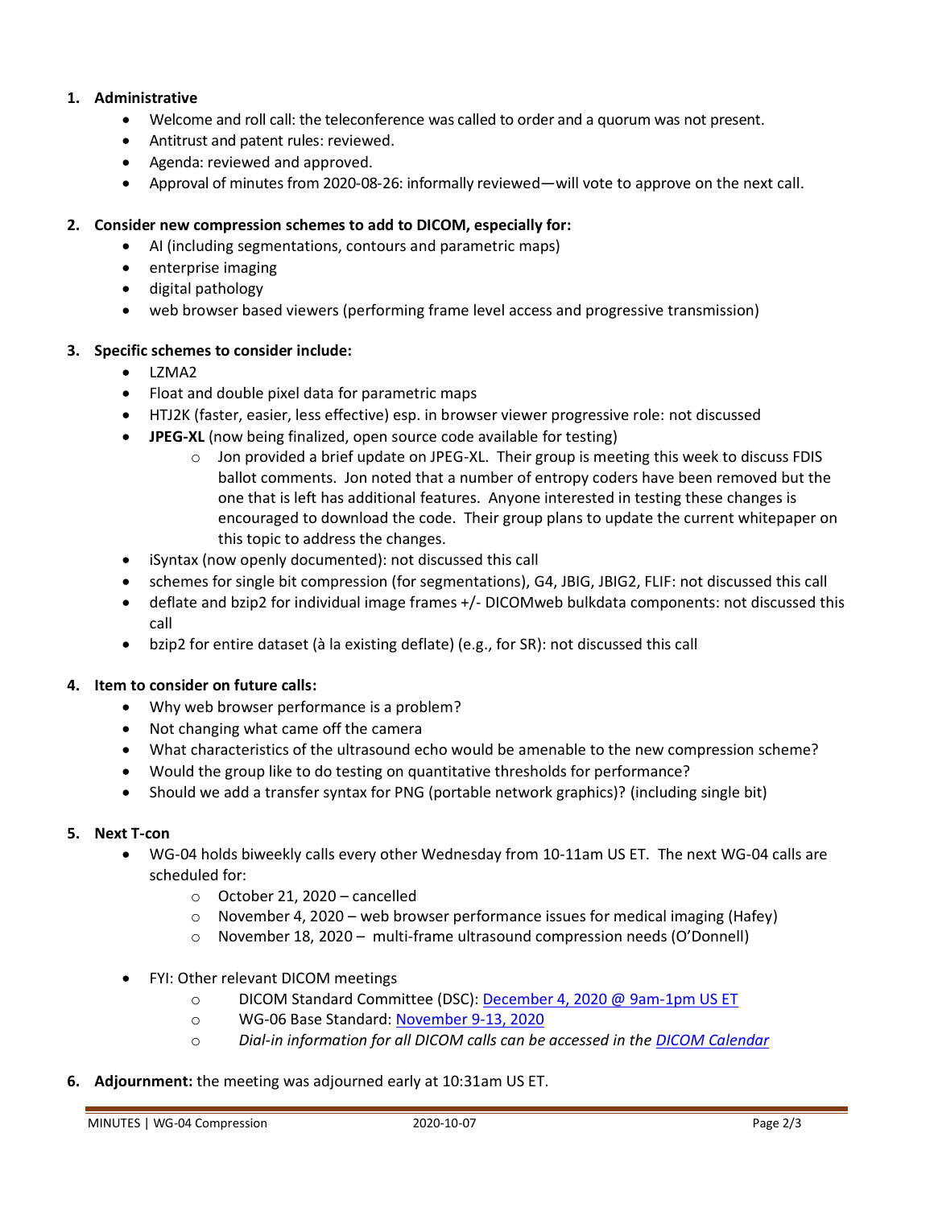1. **Administrative**
    - Welcome and roll call: the teleconference was called to order and a quorum was not present.
    - Antitrust and patent rules: reviewed.
    - Agenda: reviewed and approved.
    - Approval of minutes from 2020-08-26: informally reviewed—will vote to approve on the next call.

2. **Consider new compression schemes to add to DICOM, especially for:**
    - AI (including segmentations, contours and parametric maps)
    - enterprise imaging
    - digital pathology
    - web browser based viewers (performing frame level access and progressive transmission)

3. **Specific schemes to consider include:**
    - LZMA2
    - Float and double pixel data for parametric maps
    - HTJ2K (faster, easier, less effective) esp. in browser viewer progressive role: not discussed
    - **JPEG-XL** (now being finalized, open source code available for testing)
        - Jon provided a brief update on JPEG-XL. Their group is meeting this week to discuss FDIS ballot comments. Jon noted that a number of entropy coders have been removed but the one that is left has additional features. Anyone interested in testing these changes is encouraged to download the code. Their group plans to update the current whitepaper on this topic to address the changes.
    - iSyntax (now openly documented): not discussed this call
    - schemes for single bit compression (for segmentations), G4, JBIG, JBIG2, FLIF: not discussed this call
    - deflate and bzip2 for individual image frames +/- DICOMweb bulkdata components: not discussed this call
    - bzip2 for entire dataset (à la existing deflate) (e.g., for SR): not discussed this call

4. **Item to consider on future calls:**
    - Why web browser performance is a problem?
    - Not changing what came off the camera
    - What characteristics of the ultrasound echo would be amenable to the new compression scheme?
    - Would the group like to do testing on quantitative thresholds for performance?
    - Should we add a transfer syntax for PNG (portable network graphics)? (including single bit)

5. **Next T-con**
    - WG-04 holds biweekly calls every other Wednesday from 10-11am US ET. The next WG-04 calls are scheduled for:
        - October 21, 2020 – cancelled
        - November 4, 2020 – web browser performance issues for medical imaging (Hafey)
        - November 18, 2020 – multi-frame ultrasound compression needs (O'Donnell)
    - FYI: Other relevant DICOM meetings
        - DICOM Standard Committee (DSC): December 4, 2020 @ 9am-1pm US ET
        - WG-06 Base Standard: November 9-13, 2020
        - *Dial-in information for all DICOM calls can be accessed in the DICOM Calendar*

6. **Adjournment:** the meeting was adjourned early at 10:31am US ET.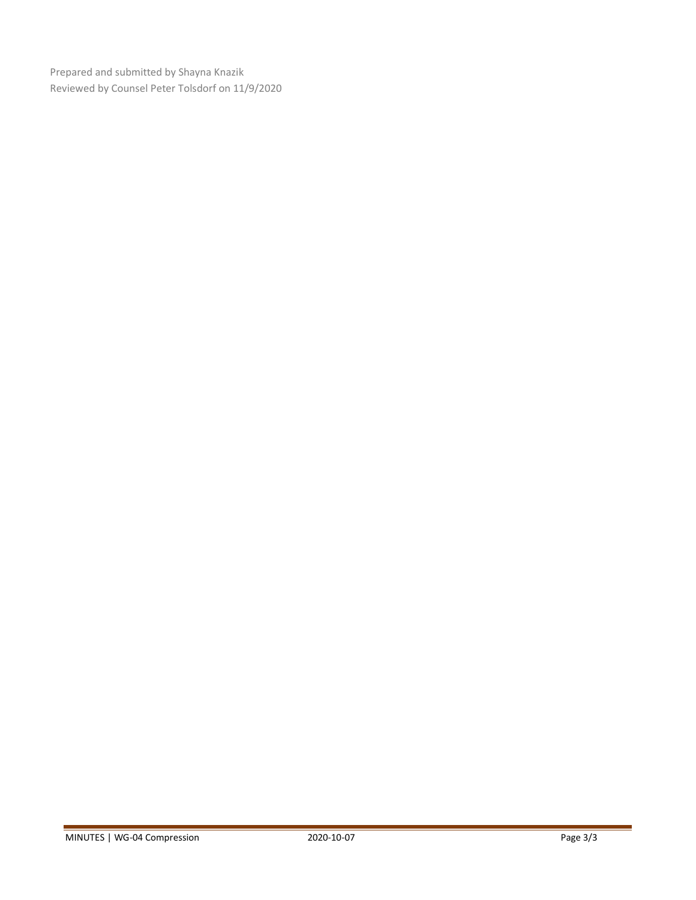Prepared and submitted by Shayna Knazik
Reviewed by Counsel Peter Tolsdorf on 11/9/2020